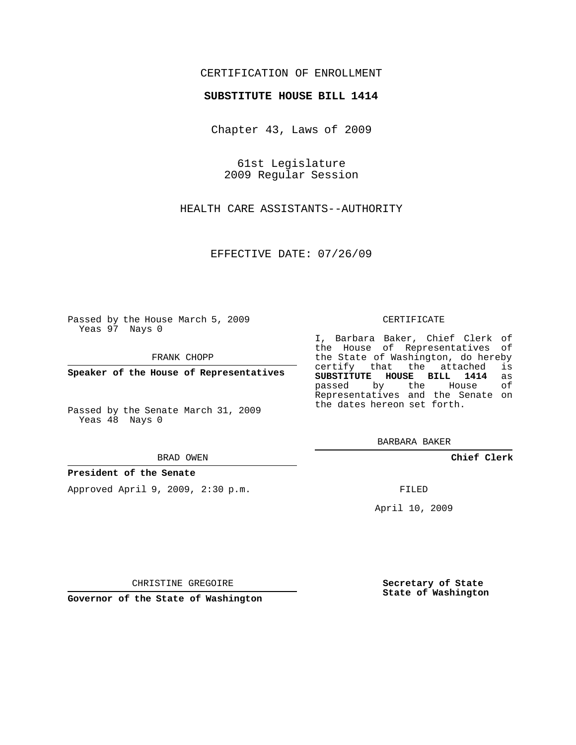CERTIFICATION OF ENROLLMENT

**SUBSTITUTE HOUSE BILL 1414**

Chapter 43, Laws of 2009

61st Legislature
2009 Regular Session

HEALTH CARE ASSISTANTS--AUTHORITY

EFFECTIVE DATE: 07/26/09

Passed by the House March 5, 2009
Yeas 97 Nays 0

FRANK CHOPP

**Speaker of the House of Representatives**

Passed by the Senate March 31, 2009
Yeas 48 Nays 0

BRAD OWEN

**President of the Senate**

Approved April 9, 2009, 2:30 p.m.

CHRISTINE GREGOIRE

**Governor of the State of Washington**

CERTIFICATE

I, Barbara Baker, Chief Clerk of the House of Representatives of the State of Washington, do hereby certify that the attached is **SUBSTITUTE HOUSE BILL 1414** as passed by the House of Representatives and the Senate on the dates hereon set forth.

BARBARA BAKER

**Chief Clerk**

FILED

April 10, 2009

**Secretary of State**
**State of Washington**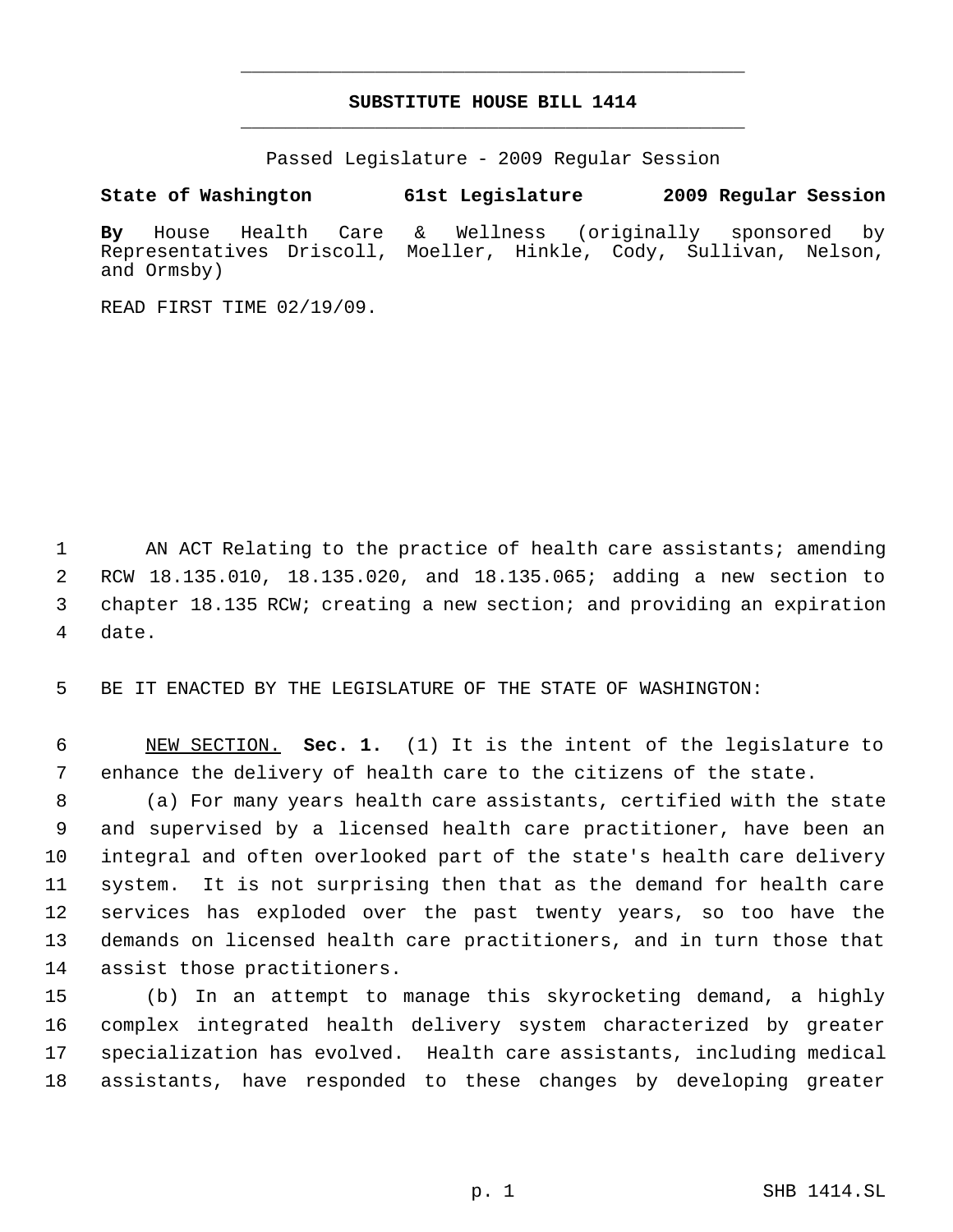# SUBSTITUTE HOUSE BILL 1414

Passed Legislature - 2009 Regular Session

**State of Washington 61st Legislature 2009 Regular Session**

**By** House Health Care & Wellness (originally sponsored by Representatives Driscoll, Moeller, Hinkle, Cody, Sullivan, Nelson, and Ormsby)

READ FIRST TIME 02/19/09.

AN ACT Relating to the practice of health care assistants; amending RCW 18.135.010, 18.135.020, and 18.135.065; adding a new section to chapter 18.135 RCW; creating a new section; and providing an expiration date.

BE IT ENACTED BY THE LEGISLATURE OF THE STATE OF WASHINGTON:

NEW SECTION. **Sec. 1.** (1) It is the intent of the legislature to enhance the delivery of health care to the citizens of the state.

(a) For many years health care assistants, certified with the state and supervised by a licensed health care practitioner, have been an integral and often overlooked part of the state's health care delivery system. It is not surprising then that as the demand for health care services has exploded over the past twenty years, so too have the demands on licensed health care practitioners, and in turn those that assist those practitioners.

(b) In an attempt to manage this skyrocketing demand, a highly complex integrated health delivery system characterized by greater specialization has evolved. Health care assistants, including medical assistants, have responded to these changes by developing greater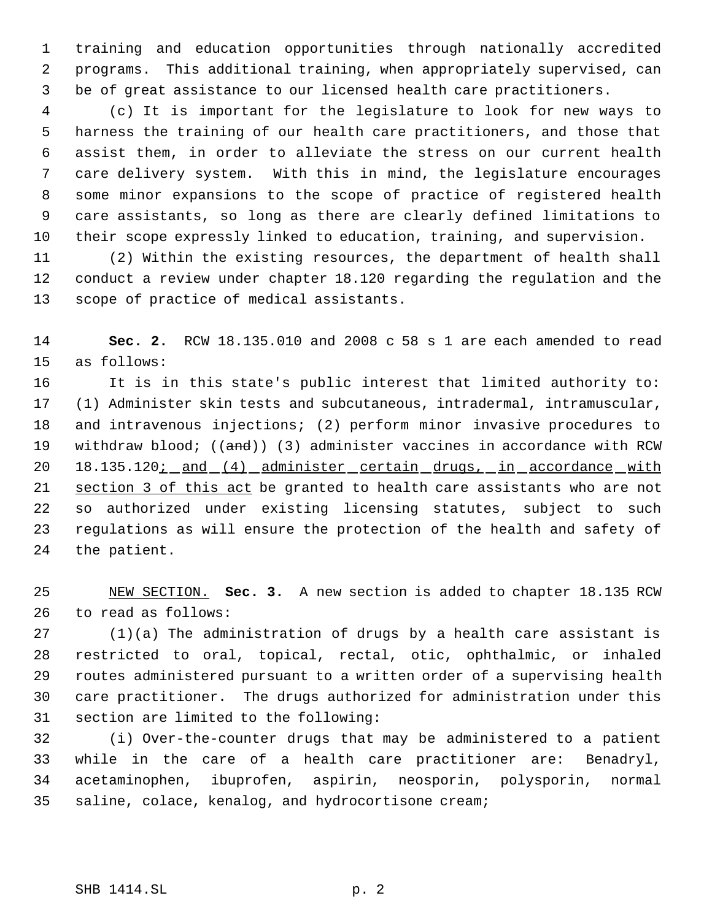training and education opportunities through nationally accredited programs. This additional training, when appropriately supervised, can be of great assistance to our licensed health care practitioners.

(c) It is important for the legislature to look for new ways to harness the training of our health care practitioners, and those that assist them, in order to alleviate the stress on our current health care delivery system. With this in mind, the legislature encourages some minor expansions to the scope of practice of registered health care assistants, so long as there are clearly defined limitations to their scope expressly linked to education, training, and supervision.

(2) Within the existing resources, the department of health shall conduct a review under chapter 18.120 regarding the regulation and the scope of practice of medical assistants.

**Sec. 2.** RCW 18.135.010 and 2008 c 58 s 1 are each amended to read as follows:

It is in this state's public interest that limited authority to: (1) Administer skin tests and subcutaneous, intradermal, intramuscular, and intravenous injections; (2) perform minor invasive procedures to withdraw blood; ((~~and~~)) (3) administer vaccines in accordance with RCW 18.135.120<u>; and (4) administer certain drugs, in accordance with section 3 of this act</u> be granted to health care assistants who are not so authorized under existing licensing statutes, subject to such regulations as will ensure the protection of the health and safety of the patient.

<u>NEW SECTION.</u> **Sec. 3.** A new section is added to chapter 18.135 RCW to read as follows:

(1)(a) The administration of drugs by a health care assistant is restricted to oral, topical, rectal, otic, ophthalmic, or inhaled routes administered pursuant to a written order of a supervising health care practitioner. The drugs authorized for administration under this section are limited to the following:

(i) Over-the-counter drugs that may be administered to a patient while in the care of a health care practitioner are: Benadryl, acetaminophen, ibuprofen, aspirin, neosporin, polysporin, normal saline, colace, kenalog, and hydrocortisone cream;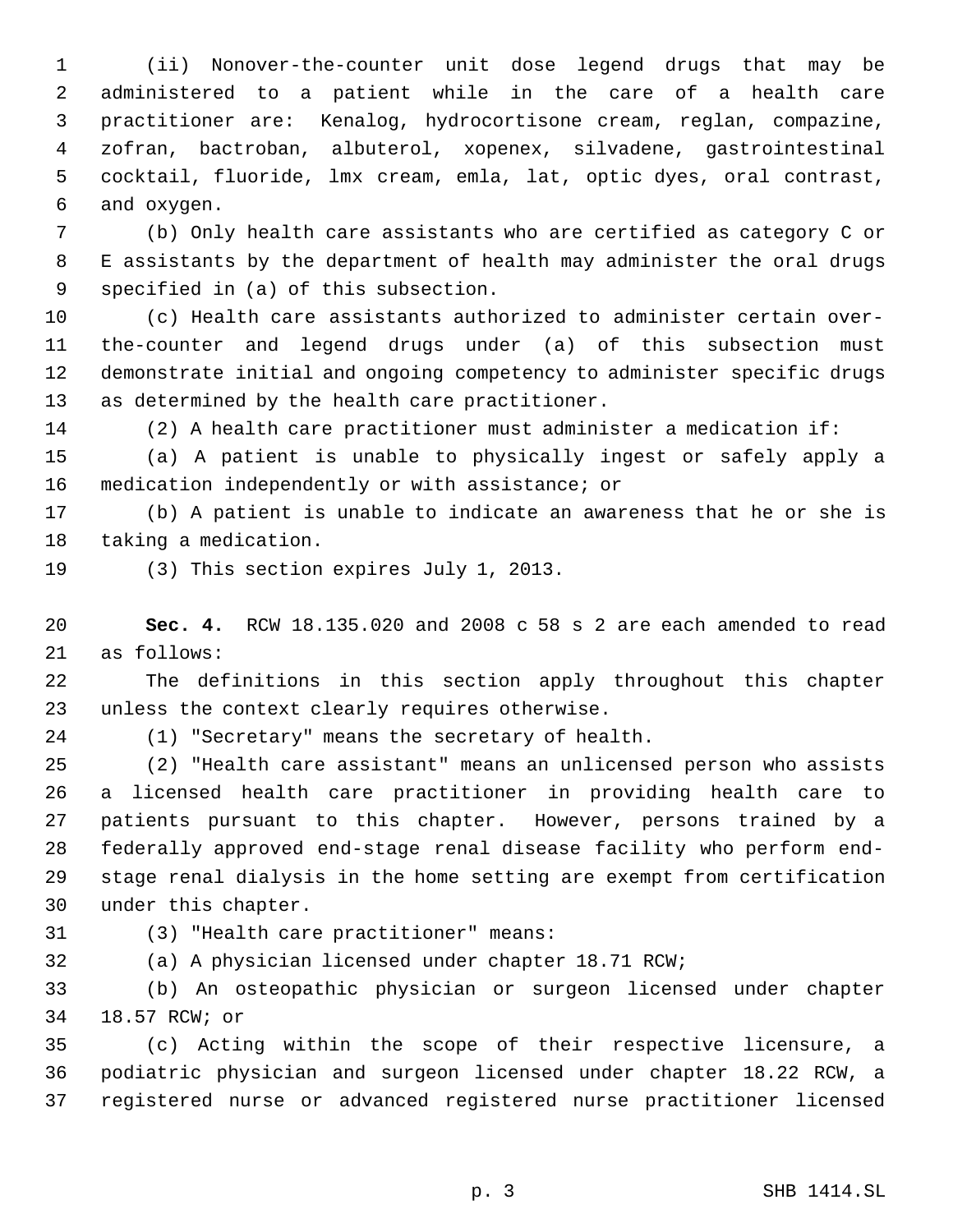(ii) Nonover-the-counter unit dose legend drugs that may be administered to a patient while in the care of a health care practitioner are: Kenalog, hydrocortisone cream, reglan, compazine, zofran, bactroban, albuterol, xopenex, silvadene, gastrointestinal cocktail, fluoride, lmx cream, emla, lat, optic dyes, oral contrast, and oxygen.

(b) Only health care assistants who are certified as category C or E assistants by the department of health may administer the oral drugs specified in (a) of this subsection.

(c) Health care assistants authorized to administer certain over-the-counter and legend drugs under (a) of this subsection must demonstrate initial and ongoing competency to administer specific drugs as determined by the health care practitioner.

(2) A health care practitioner must administer a medication if:

(a) A patient is unable to physically ingest or safely apply a medication independently or with assistance; or

(b) A patient is unable to indicate an awareness that he or she is taking a medication.

(3) This section expires July 1, 2013.

**Sec. 4.** RCW 18.135.020 and 2008 c 58 s 2 are each amended to read as follows:

The definitions in this section apply throughout this chapter unless the context clearly requires otherwise.

(1) "Secretary" means the secretary of health.

(2) "Health care assistant" means an unlicensed person who assists a licensed health care practitioner in providing health care to patients pursuant to this chapter. However, persons trained by a federally approved end-stage renal disease facility who perform end-stage renal dialysis in the home setting are exempt from certification under this chapter.

(3) "Health care practitioner" means:

(a) A physician licensed under chapter 18.71 RCW;

(b) An osteopathic physician or surgeon licensed under chapter 18.57 RCW; or

(c) Acting within the scope of their respective licensure, a podiatric physician and surgeon licensed under chapter 18.22 RCW, a registered nurse or advanced registered nurse practitioner licensed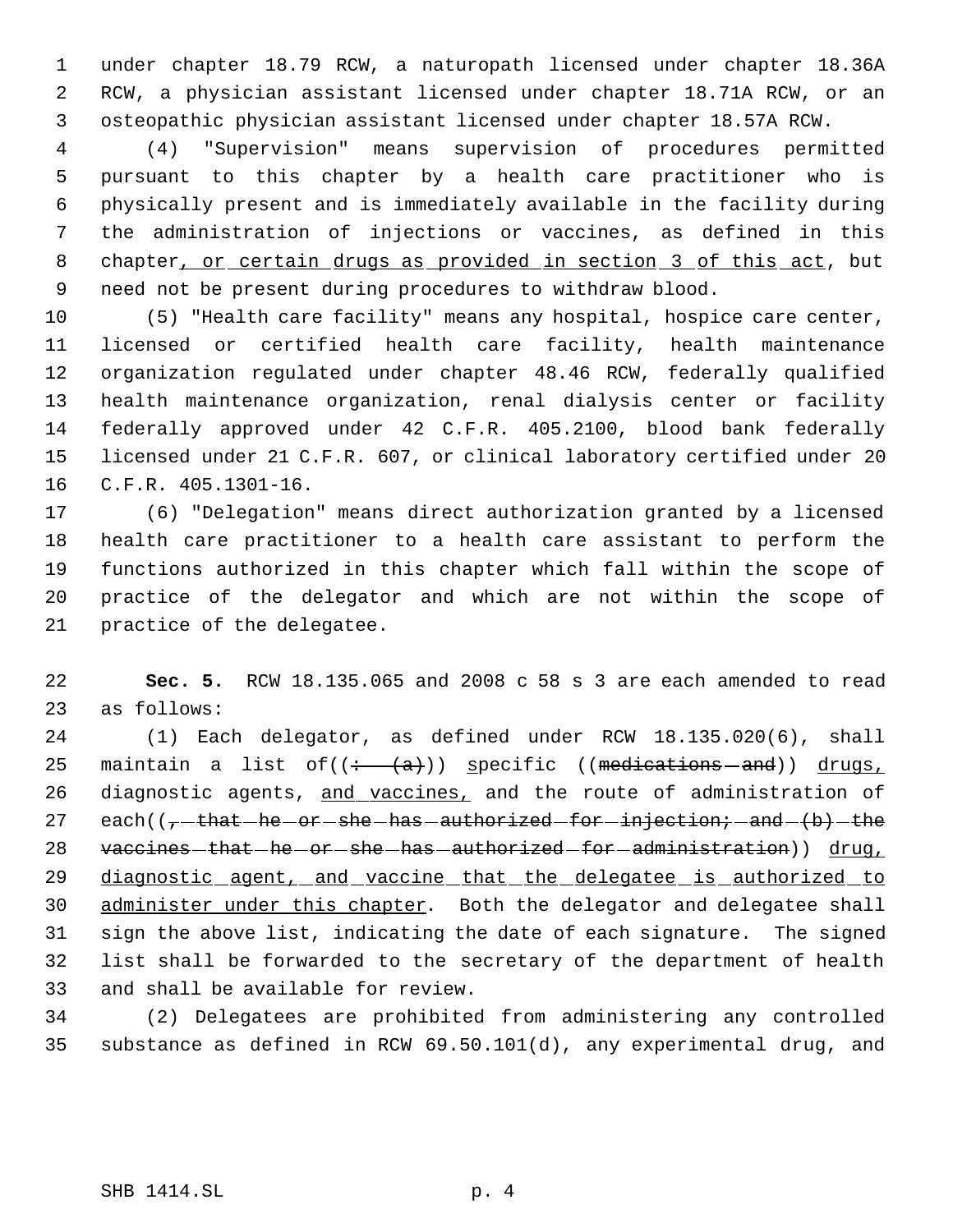under chapter 18.79 RCW, a naturopath licensed under chapter 18.36A RCW, a physician assistant licensed under chapter 18.71A RCW, or an osteopathic physician assistant licensed under chapter 18.57A RCW.

(4) "Supervision" means supervision of procedures permitted pursuant to this chapter by a health care practitioner who is physically present and is immediately available in the facility during the administration of injections or vaccines, as defined in this chapter, or certain drugs as provided in section 3 of this act, but need not be present during procedures to withdraw blood.

(5) "Health care facility" means any hospital, hospice care center, licensed or certified health care facility, health maintenance organization regulated under chapter 48.46 RCW, federally qualified health maintenance organization, renal dialysis center or facility federally approved under 42 C.F.R. 405.2100, blood bank federally licensed under 21 C.F.R. 607, or clinical laboratory certified under 20 C.F.R. 405.1301-16.

(6) "Delegation" means direct authorization granted by a licensed health care practitioner to a health care assistant to perform the functions authorized in this chapter which fall within the scope of practice of the delegator and which are not within the scope of practice of the delegatee.

**Sec. 5.** RCW 18.135.065 and 2008 c 58 s 3 are each amended to read as follows:

(1) Each delegator, as defined under RCW 18.135.020(6), shall maintain a list of((: (a))) specific ((medications and)) drugs, diagnostic agents, and vaccines, and the route of administration of each((, that he or she has authorized for injection; and (b) the vaccines that he or she has authorized for administration)) drug, diagnostic agent, and vaccine that the delegatee is authorized to administer under this chapter. Both the delegator and delegatee shall sign the above list, indicating the date of each signature. The signed list shall be forwarded to the secretary of the department of health and shall be available for review.

(2) Delegatees are prohibited from administering any controlled substance as defined in RCW 69.50.101(d), any experimental drug, and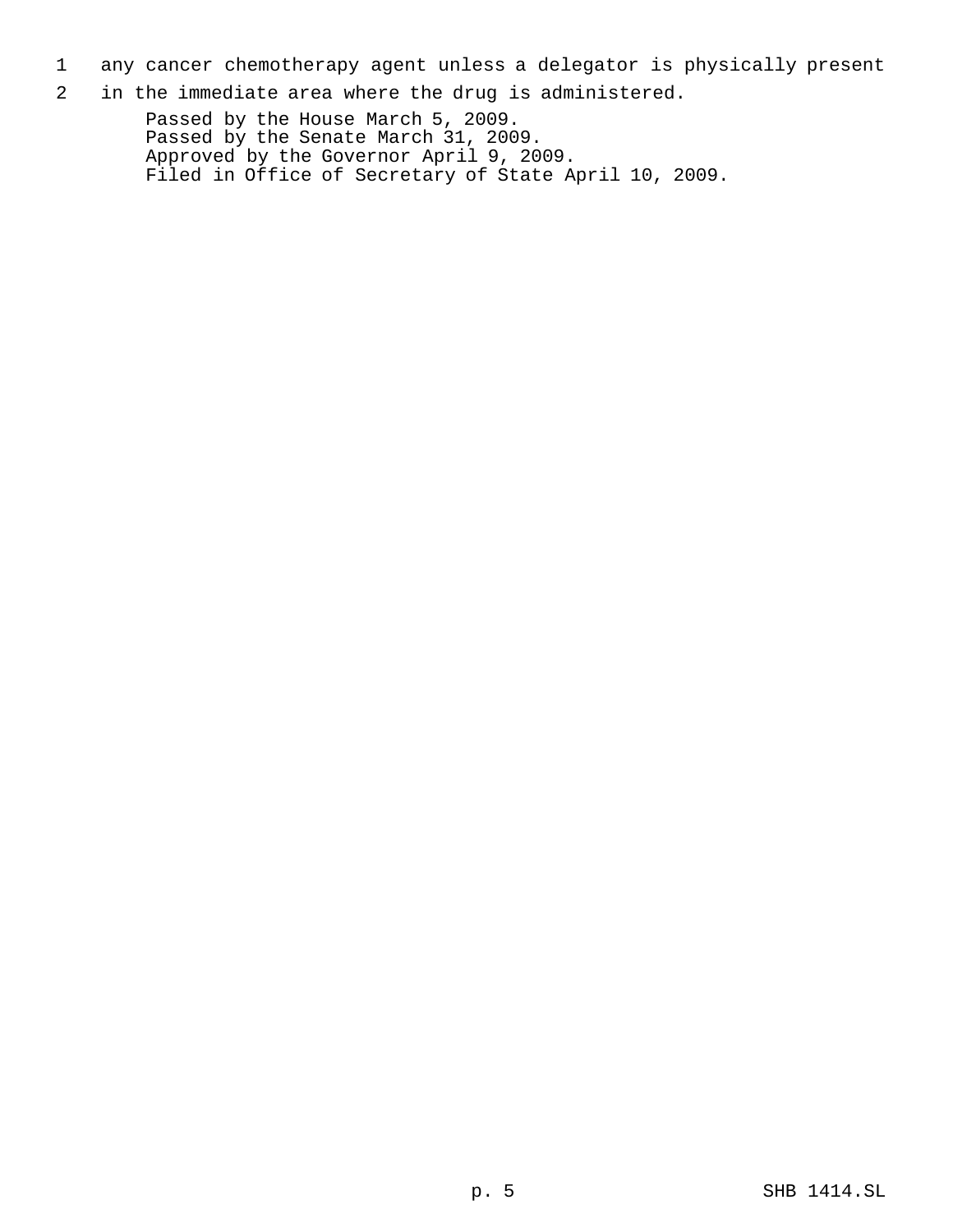any cancer chemotherapy agent unless a delegator is physically present in the immediate area where the drug is administered.

Passed by the House March 5, 2009.
Passed by the Senate March 31, 2009.
Approved by the Governor April 9, 2009.
Filed in Office of Secretary of State April 10, 2009.